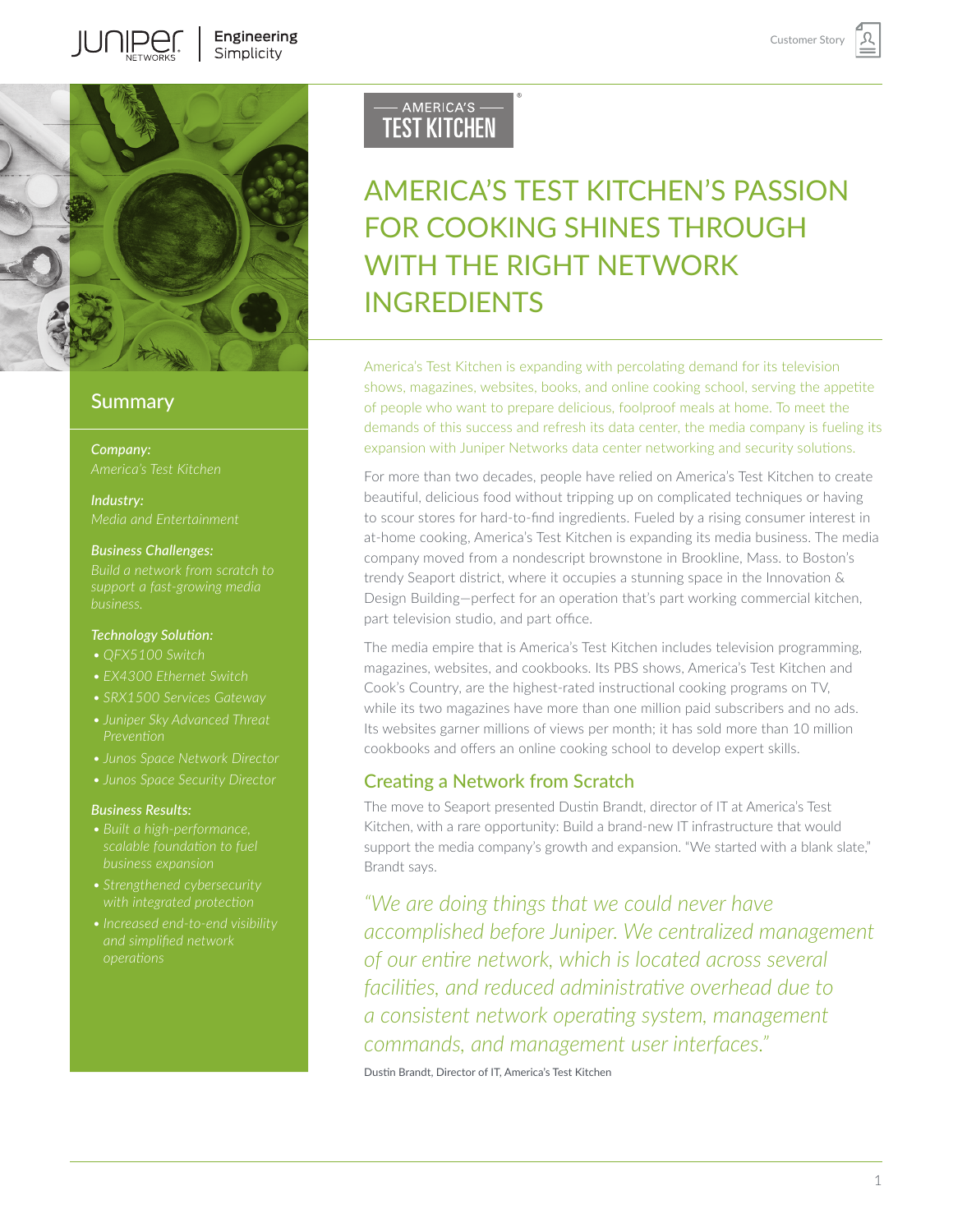# AMERICA'S TEST KITCHEN'S PASSION FOR COOKING SHINES THROUGH WITH THE RIGHT NETWORK INGREDIENTS

## Summary

***Company:***
*America's Test Kitchen*

***Industry:***
*Media and Entertainment*

***Business Challenges:***
*Build a network from scratch to support a fast-growing media business.*

***Technology Solution:***
- *QFX5100 Switch*
- *EX4300 Ethernet Switch*
- *SRX1500 Services Gateway*
- *Juniper Sky Advanced Threat Prevention*
- *Junos Space Network Director*
- *Junos Space Security Director*

***Business Results:***
- *Built a high-performance, scalable foundation to fuel business expansion*
- *Strengthened cybersecurity with integrated protection*
- *Increased end-to-end visibility and simplified network operations*

America's Test Kitchen is expanding with percolating demand for its television shows, magazines, websites, books, and online cooking school, serving the appetite of people who want to prepare delicious, foolproof meals at home. To meet the demands of this success and refresh its data center, the media company is fueling its expansion with Juniper Networks data center networking and security solutions.

For more than two decades, people have relied on America's Test Kitchen to create beautiful, delicious food without tripping up on complicated techniques or having to scour stores for hard-to-find ingredients. Fueled by a rising consumer interest in at-home cooking, America's Test Kitchen is expanding its media business. The media company moved from a nondescript brownstone in Brookline, Mass. to Boston's trendy Seaport district, where it occupies a stunning space in the Innovation & Design Building—perfect for an operation that's part working commercial kitchen, part television studio, and part office.

The media empire that is America's Test Kitchen includes television programming, magazines, websites, and cookbooks. Its PBS shows, America's Test Kitchen and Cook's Country, are the highest-rated instructional cooking programs on TV, while its two magazines have more than one million paid subscribers and no ads. Its websites garner millions of views per month; it has sold more than 10 million cookbooks and offers an online cooking school to develop expert skills.

## Creating a Network from Scratch

The move to Seaport presented Dustin Brandt, director of IT at America's Test Kitchen, with a rare opportunity: Build a brand-new IT infrastructure that would support the media company's growth and expansion. "We started with a blank slate," Brandt says.

> *"We are doing things that we could never have accomplished before Juniper. We centralized management of our entire network, which is located across several facilities, and reduced administrative overhead due to a consistent network operating system, management commands, and management user interfaces."*
>
> Dustin Brandt, Director of IT, America's Test Kitchen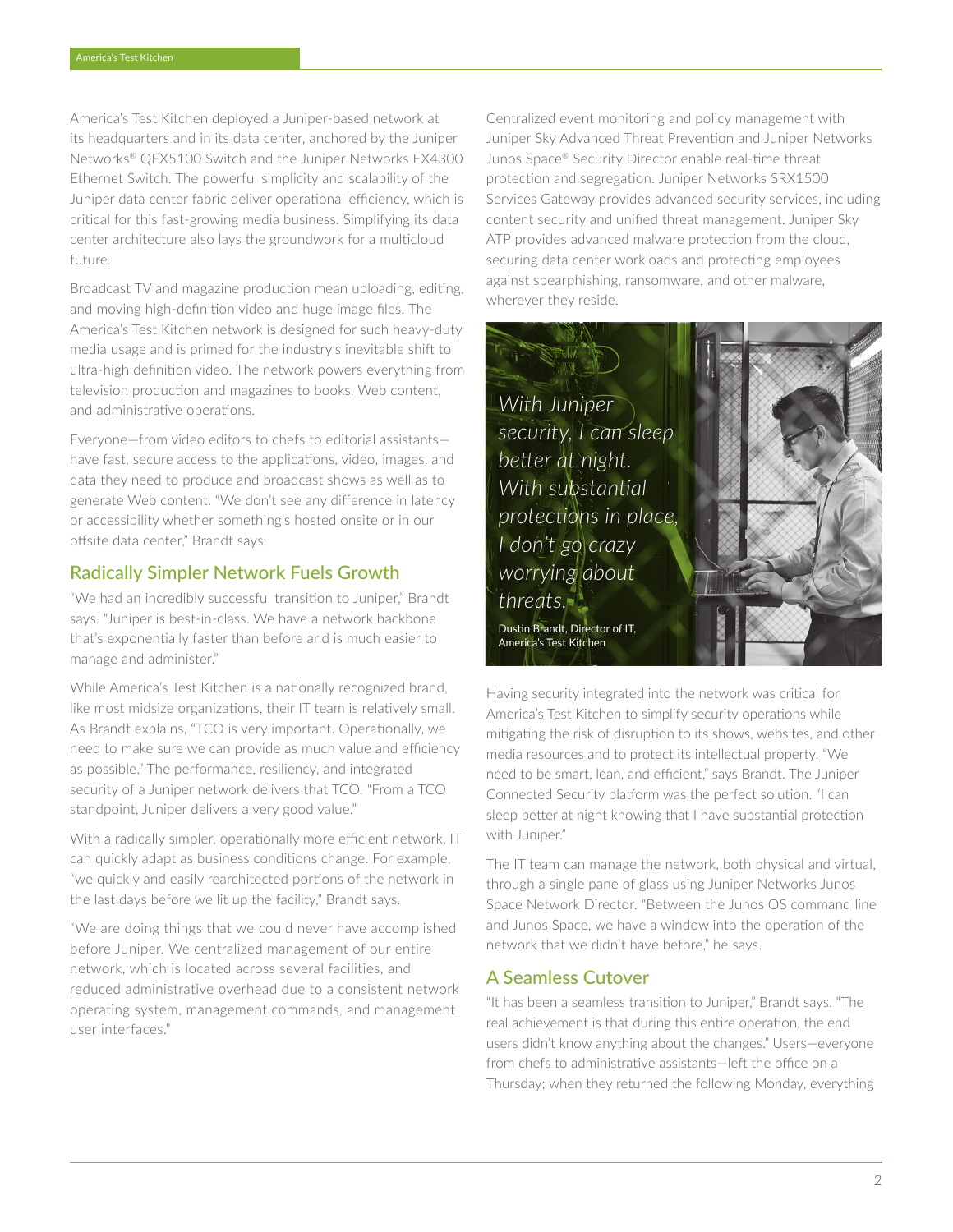America's Test Kitchen deployed a Juniper-based network at its headquarters and in its data center, anchored by the Juniper Networks® QFX5100 Switch and the Juniper Networks EX4300 Ethernet Switch. The powerful simplicity and scalability of the Juniper data center fabric deliver operational efficiency, which is critical for this fast-growing media business. Simplifying its data center architecture also lays the groundwork for a multicloud future.

Broadcast TV and magazine production mean uploading, editing, and moving high-definition video and huge image files. The America's Test Kitchen network is designed for such heavy-duty media usage and is primed for the industry's inevitable shift to ultra-high definition video. The network powers everything from television production and magazines to books, Web content, and administrative operations.

Everyone—from video editors to chefs to editorial assistants—have fast, secure access to the applications, video, images, and data they need to produce and broadcast shows as well as to generate Web content. "We don't see any difference in latency or accessibility whether something's hosted onsite or in our offsite data center," Brandt says.

## Radically Simpler Network Fuels Growth

"We had an incredibly successful transition to Juniper," Brandt says. "Juniper is best-in-class. We have a network backbone that's exponentially faster than before and is much easier to manage and administer."

While America's Test Kitchen is a nationally recognized brand, like most midsize organizations, their IT team is relatively small. As Brandt explains, "TCO is very important. Operationally, we need to make sure we can provide as much value and efficiency as possible." The performance, resiliency, and integrated security of a Juniper network delivers that TCO. "From a TCO standpoint, Juniper delivers a very good value."

With a radically simpler, operationally more efficient network, IT can quickly adapt as business conditions change. For example, "we quickly and easily rearchitected portions of the network in the last days before we lit up the facility," Brandt says.

"We are doing things that we could never have accomplished before Juniper. We centralized management of our entire network, which is located across several facilities, and reduced administrative overhead due to a consistent network operating system, management commands, and management user interfaces."

Centralized event monitoring and policy management with Juniper Sky Advanced Threat Prevention and Juniper Networks Junos Space® Security Director enable real-time threat protection and segregation. Juniper Networks SRX1500 Services Gateway provides advanced security services, including content security and unified threat management. Juniper Sky ATP provides advanced malware protection from the cloud, securing data center workloads and protecting employees against spearphishing, ransomware, and other malware, wherever they reside.

*With Juniper security, I can sleep better at night. With substantial protections in place, I don't go crazy worrying about threats.*

Dustin Brandt, Director of IT, America's Test Kitchen

Having security integrated into the network was critical for America's Test Kitchen to simplify security operations while mitigating the risk of disruption to its shows, websites, and other media resources and to protect its intellectual property. "We need to be smart, lean, and efficient," says Brandt. The Juniper Connected Security platform was the perfect solution. "I can sleep better at night knowing that I have substantial protection with Juniper."

The IT team can manage the network, both physical and virtual, through a single pane of glass using Juniper Networks Junos Space Network Director. "Between the Junos OS command line and Junos Space, we have a window into the operation of the network that we didn't have before," he says.

## A Seamless Cutover

"It has been a seamless transition to Juniper," Brandt says. "The real achievement is that during this entire operation, the end users didn't know anything about the changes." Users—everyone from chefs to administrative assistants—left the office on a Thursday; when they returned the following Monday, everything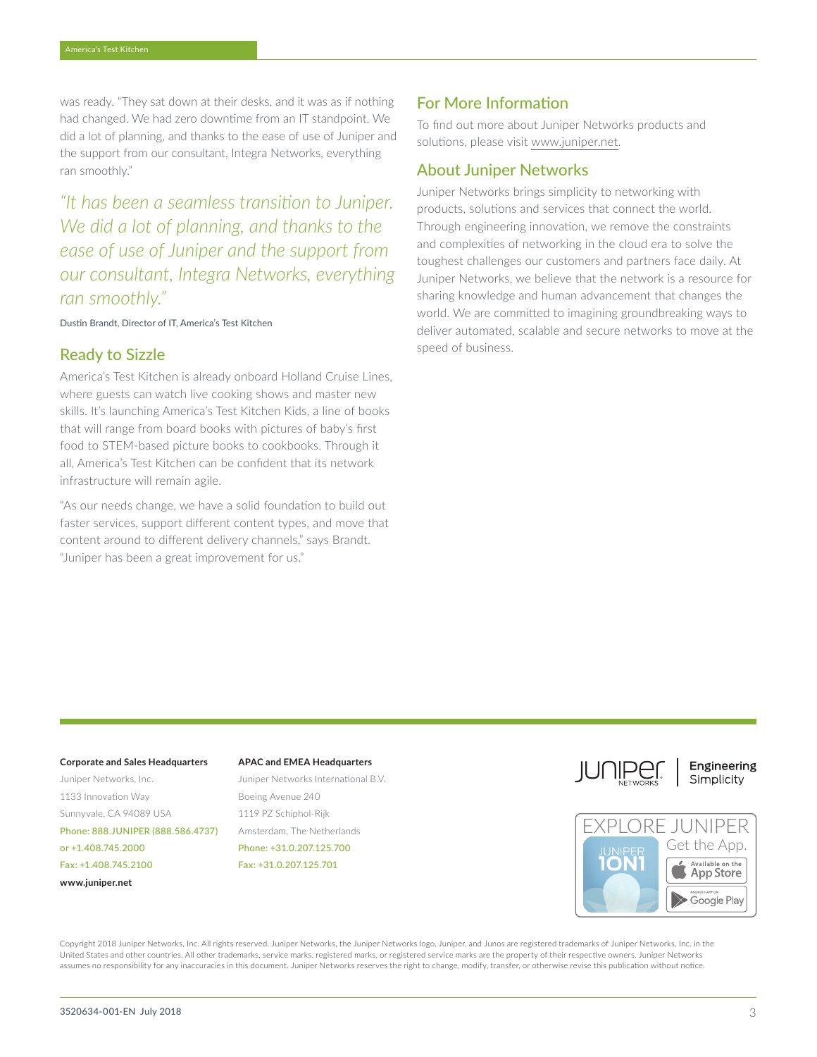was ready. "They sat down at their desks, and it was as if nothing had changed. We had zero downtime from an IT standpoint. We did a lot of planning, and thanks to the ease of use of Juniper and the support from our consultant, Integra Networks, everything ran smoothly."

*"It has been a seamless transition to Juniper. We did a lot of planning, and thanks to the ease of use of Juniper and the support from our consultant, Integra Networks, everything ran smoothly."*

Dustin Brandt, Director of IT, America's Test Kitchen

## Ready to Sizzle

America's Test Kitchen is already onboard Holland Cruise Lines, where guests can watch live cooking shows and master new skills. It's launching America's Test Kitchen Kids, a line of books that will range from board books with pictures of baby's first food to STEM-based picture books to cookbooks. Through it all, America's Test Kitchen can be confident that its network infrastructure will remain agile.

"As our needs change, we have a solid foundation to build out faster services, support different content types, and move that content around to different delivery channels," says Brandt. "Juniper has been a great improvement for us."

## For More Information

To find out more about Juniper Networks products and solutions, please visit www.juniper.net.

## About Juniper Networks

Juniper Networks brings simplicity to networking with products, solutions and services that connect the world. Through engineering innovation, we remove the constraints and complexities of networking in the cloud era to solve the toughest challenges our customers and partners face daily. At Juniper Networks, we believe that the network is a resource for sharing knowledge and human advancement that changes the world. We are committed to imagining groundbreaking ways to deliver automated, scalable and secure networks to move at the speed of business.

**Corporate and Sales Headquarters**
Juniper Networks, Inc.
1133 Innovation Way
Sunnyvale, CA 94089 USA
Phone: 888.JUNIPER (888.586.4737)
or +1.408.745.2000
Fax: +1.408.745.2100
**www.juniper.net**

**APAC and EMEA Headquarters**
Juniper Networks International B.V.
Boeing Avenue 240
1119 PZ Schiphol-Rijk
Amsterdam, The Netherlands
Phone: +31.0.207.125.700
Fax: +31.0.207.125.701

Juniper Networks | Engineering Simplicity

EXPLORE JUNIPER
Get the App.
JUNIPER 1ON1
Available on the App Store
Android App on Google Play

Copyright 2018 Juniper Networks, Inc. All rights reserved. Juniper Networks, the Juniper Networks logo, Juniper, and Junos are registered trademarks of Juniper Networks, Inc. in the United States and other countries. All other trademarks, service marks, registered marks, or registered service marks are the property of their respective owners. Juniper Networks assumes no responsibility for any inaccuracies in this document. Juniper Networks reserves the right to change, modify, transfer, or otherwise revise this publication without notice.

3520634-001-EN July 2018